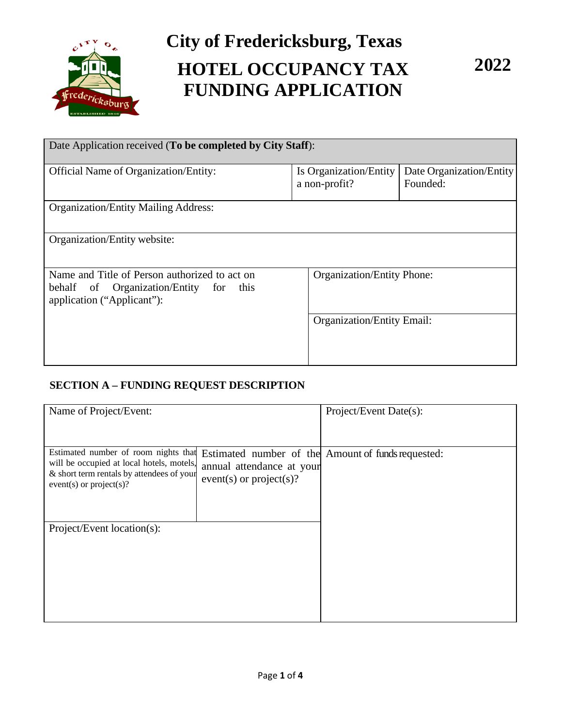# City of Fredericksburg, Texas

# HOTEL OCCUPANCY TAX FUNDING APPLICATION

**2022**

| Date Application received (**To be completed by City Staff**): | | |
|---|---|---|
| Official Name of Organization/Entity: | Is Organization/Entity a non-profit? | Date Organization/Entity Founded: |
| Organization/Entity Mailing Address: | | |
| Organization/Entity website: | | |
| Name and Title of Person authorized to act on behalf of Organization/Entity for this application ("Applicant"): | Organization/Entity Phone: | |
| | Organization/Entity Email: | |

## SECTION A – FUNDING REQUEST DESCRIPTION

| Name of Project/Event: | | Project/Event Date(s): |
|---|---|---|
| Estimated number of room nights that will be occupied at local hotels, motels, & short term rentals by attendees of your event(s) or project(s)? | Estimated number of the annual attendance at your event(s) or project(s)? | Amount of funds requested: |
| Project/Event location(s): | | |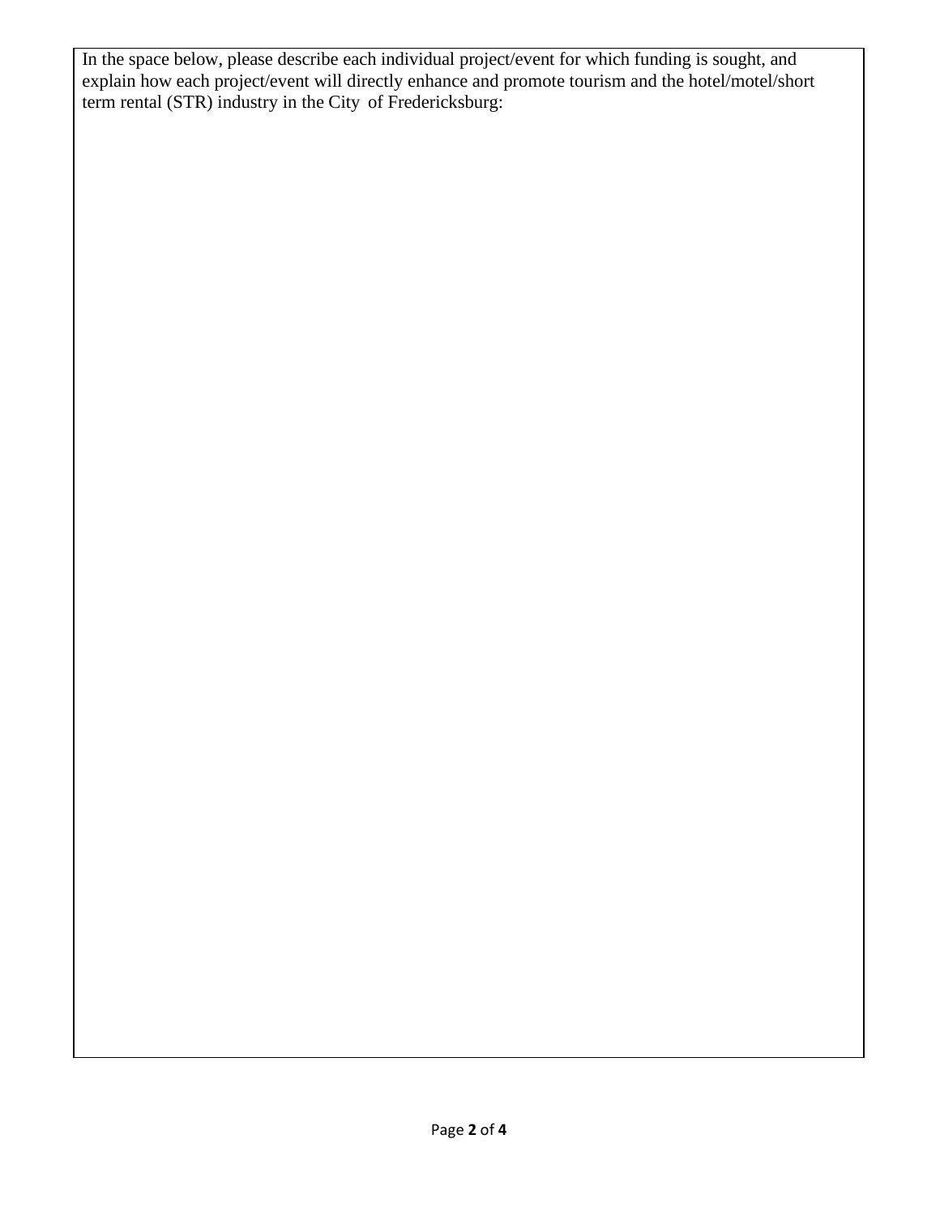In the space below, please describe each individual project/event for which funding is sought, and explain how each project/event will directly enhance and promote tourism and the hotel/motel/short term rental (STR) industry in the City of Fredericksburg: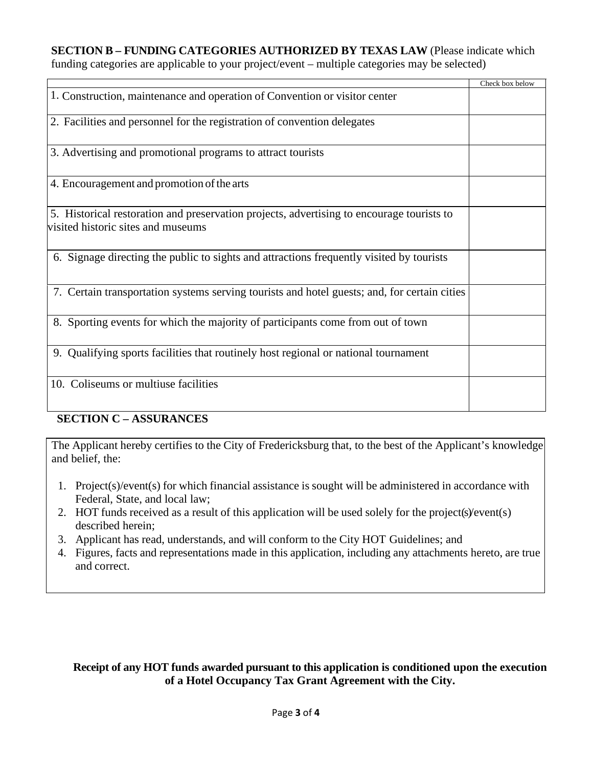**SECTION B – FUNDING CATEGORIES AUTHORIZED BY TEXAS LAW** (Please indicate which funding categories are applicable to your project/event – multiple categories may be selected)

| | Check box below |
|---|---|
| 1. Construction, maintenance and operation of Convention or visitor center | |
| 2. Facilities and personnel for the registration of convention delegates | |
| 3. Advertising and promotional programs to attract tourists | |
| 4. Encouragement and promotion of the arts | |
| 5. Historical restoration and preservation projects, advertising to encourage tourists to visited historic sites and museums | |
| 6. Signage directing the public to sights and attractions frequently visited by tourists | |
| 7. Certain transportation systems serving tourists and hotel guests; and, for certain cities | |
| 8. Sporting events for which the majority of participants come from out of town | |
| 9. Qualifying sports facilities that routinely host regional or national tournament | |
| 10. Coliseums or multiuse facilities | |

**SECTION C – ASSURANCES**

The Applicant hereby certifies to the City of Fredericksburg that, to the best of the Applicant's knowledge and belief, the:

1. Project(s)/event(s) for which financial assistance is sought will be administered in accordance with Federal, State, and local law;
2. HOT funds received as a result of this application will be used solely for the project(s)/event(s) described herein;
3. Applicant has read, understands, and will conform to the City HOT Guidelines; and
4. Figures, facts and representations made in this application, including any attachments hereto, are true and correct.

**Receipt of any HOT funds awarded pursuant to this application is conditioned upon the execution of a Hotel Occupancy Tax Grant Agreement with the City.**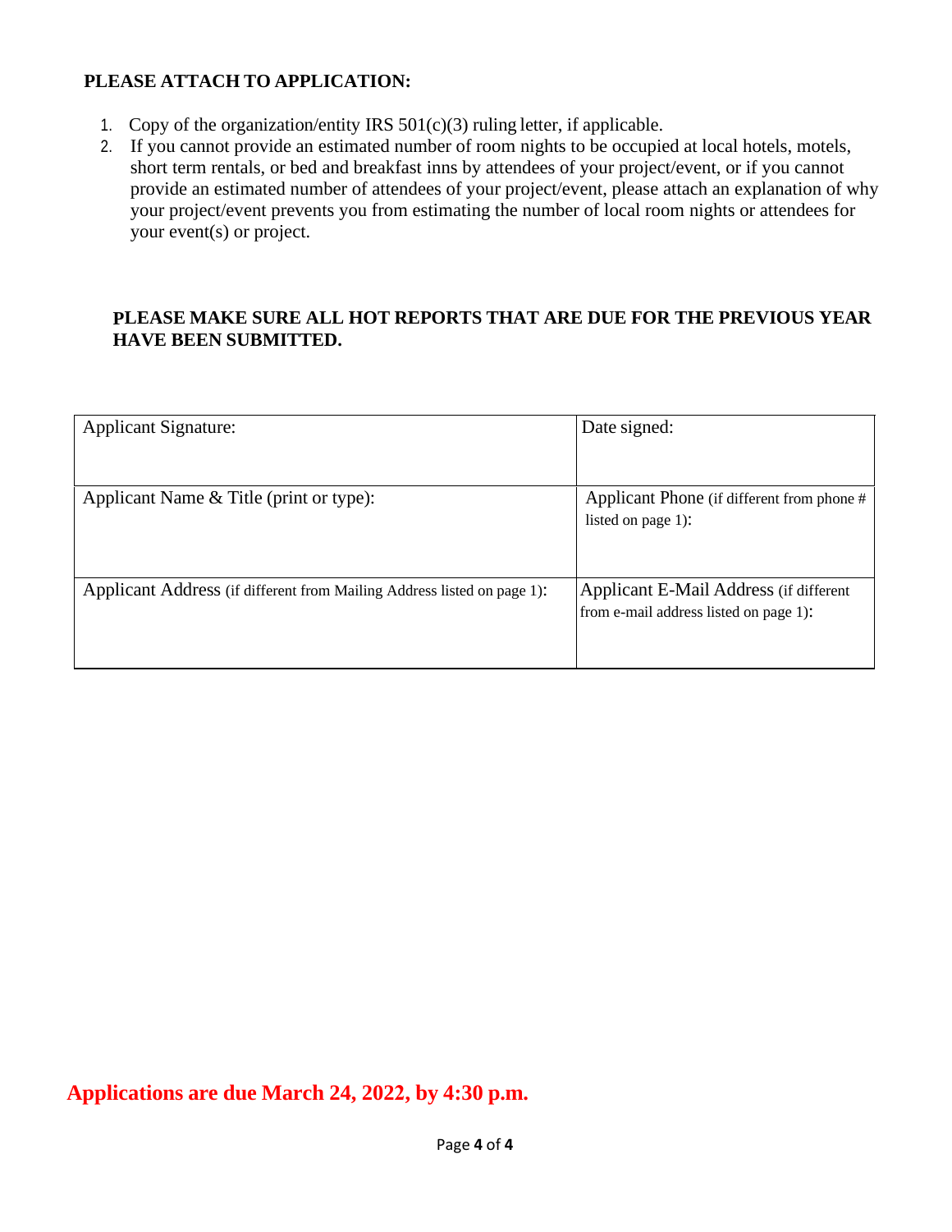**PLEASE ATTACH TO APPLICATION:**

1. Copy of the organization/entity IRS 501(c)(3) ruling letter, if applicable.
2. If you cannot provide an estimated number of room nights to be occupied at local hotels, motels, short term rentals, or bed and breakfast inns by attendees of your project/event, or if you cannot provide an estimated number of attendees of your project/event, please attach an explanation of why your project/event prevents you from estimating the number of local room nights or attendees for your event(s) or project.

**PLEASE MAKE SURE ALL HOT REPORTS THAT ARE DUE FOR THE PREVIOUS YEAR HAVE BEEN SUBMITTED.**

| | |
|---|---|
| Applicant Signature: | Date signed: |
| Applicant Name & Title (print or type): | Applicant Phone (if different from phone # listed on page 1): |
| Applicant Address (if different from Mailing Address listed on page 1): | Applicant E-Mail Address (if different from e-mail address listed on page 1): |

**Applications are due March 24, 2022, by 4:30 p.m.**